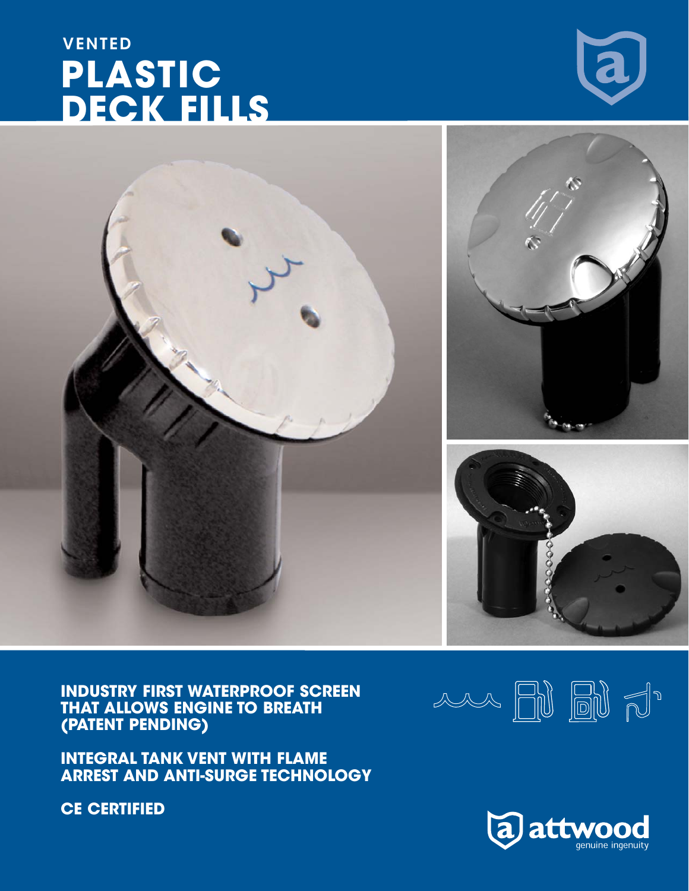## VENTED

# PLASTIC DECK FILLS

**INDUSTRY FIRST WATERPROOF SCREEN THAT ALLOWS ENGINE TO BREATH (PATENT PENDING)**

**INTEGRAL TANK VENT WITH FLAME ARREST AND ANTI-SURGE TECHNOLOGY**

**CE CERTIFIED**

attwood
genuine ingenuity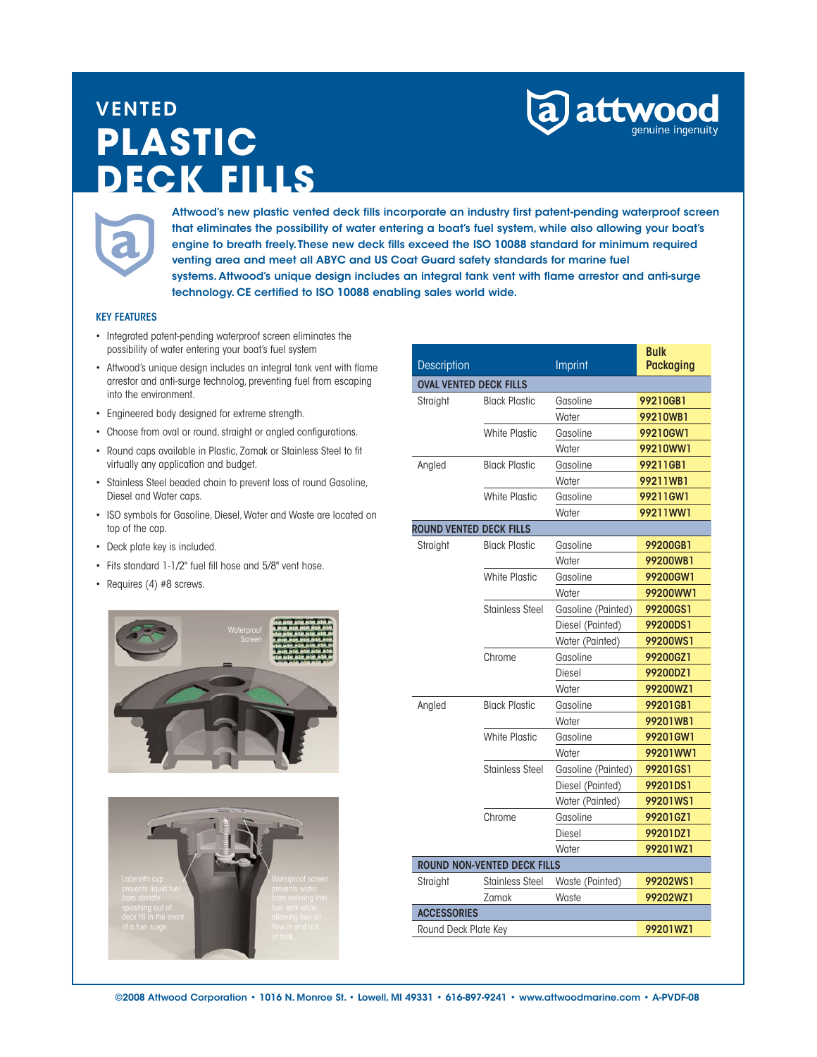# VENTED PLASTIC DECK FILLS

attwood genuine ingenuity

Attwood's new plastic vented deck fills incorporate an industry first patent-pending waterproof screen that eliminates the possibility of water entering a boat's fuel system, while also allowing your boat's engine to breath freely. These new deck fills exceed the ISO 10088 standard for minimum required venting area and meet all ABYC and US Coat Guard safety standards for marine fuel systems. Attwood's unique design includes an integral tank vent with flame arrestor and anti-surge technology. CE certified to ISO 10088 enabling sales world wide.

### KEY FEATURES

- Integrated patent-pending waterproof screen eliminates the possibility of water entering your boat's fuel system
- Attwood's unique design includes an integral tank vent with flame arrestor and anti-surge technolog, preventing fuel from escaping into the environment.
- Engineered body designed for extreme strength.
- Choose from oval or round, straight or angled configurations.
- Round caps available in Plastic, Zamak or Stainless Steel to fit virtually any application and budget.
- Stainless Steel beaded chain to prevent loss of round Gasoline, Diesel and Water caps.
- ISO symbols for Gasoline, Diesel, Water and Waste are located on top of the cap.
- Deck plate key is included.
- Fits standard 1-1/2" fuel fill hose and 5/8" vent hose.
- Requires (4) #8 screws.

Waterproof Screen

Labyrinth cup prevents liquid fuel from directly splashing out of deck fill in the event of a fuel surge.

Waterproof screen prevents water from entering into fuel tank while allowing free air flow in and out of tank.

| Description | | Imprint | Bulk Packaging |
|---|---|---|---|
| **OVAL VENTED DECK FILLS** | | | |
| Straight | Black Plastic | Gasoline | 99210GB1 |
| | | Water | 99210WB1 |
| | White Plastic | Gasoline | 99210GW1 |
| | | Water | 99210WW1 |
| Angled | Black Plastic | Gasoline | 99211GB1 |
| | | Water | 99211WB1 |
| | White Plastic | Gasoline | 99211GW1 |
| | | Water | 99211WW1 |
| **ROUND VENTED DECK FILLS** | | | |
| Straight | Black Plastic | Gasoline | 99200GB1 |
| | | Water | 99200WB1 |
| | White Plastic | Gasoline | 99200GW1 |
| | | Water | 99200WW1 |
| | Stainless Steel | Gasoline (Painted) | 99200GS1 |
| | | Diesel (Painted) | 99200DS1 |
| | | Water (Painted) | 99200WS1 |
| | Chrome | Gasoline | 99200GZ1 |
| | | Diesel | 99200DZ1 |
| | | Water | 99200WZ1 |
| Angled | Black Plastic | Gasoline | 99201GB1 |
| | | Water | 99201WB1 |
| | White Plastic | Gasoline | 99201GW1 |
| | | Water | 99201WW1 |
| | Stainless Steel | Gasoline (Painted) | 99201GS1 |
| | | Diesel (Painted) | 99201DS1 |
| | | Water (Painted) | 99201WS1 |
| | Chrome | Gasoline | 99201GZ1 |
| | | Diesel | 99201DZ1 |
| | | Water | 99201WZ1 |
| **ROUND NON-VENTED DECK FILLS** | | | |
| Straight | Stainless Steel | Waste (Painted) | 99202WS1 |
| | Zamak | Waste | 99202WZ1 |
| **ACCESSORIES** | | | |
| Round Deck Plate Key | | | 99201WZ1 |

©2008 Attwood Corporation • 1016 N. Monroe St. • Lowell, MI 49331 • 616-897-9241 • www.attwoodmarine.com • A-PVDF-08